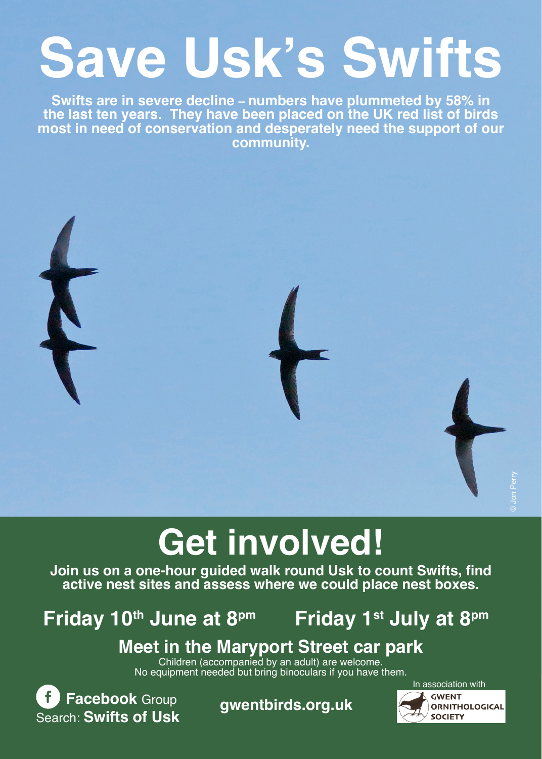# Save Usk's Swifts

**Swifts are in severe decline – numbers have plummeted by 58% in the last ten years. They have been placed on the UK red list of birds most in need of conservation and desperately need the support of our community.**

© Jon Perry

# Get involved!

**Join us on a one-hour guided walk round Usk to count Swifts, find active nest sites and assess where we could place nest boxes.**

## Friday 10th June at 8pm    Friday 1st July at 8pm

## Meet in the Maryport Street car park

Children (accompanied by an adult) are welcome.
No equipment needed but bring binoculars if you have them.

**Facebook** Group
Search: **Swifts of Usk**

**gwentbirds.org.uk**

In association with
GWENT ORNITHOLOGICAL SOCIETY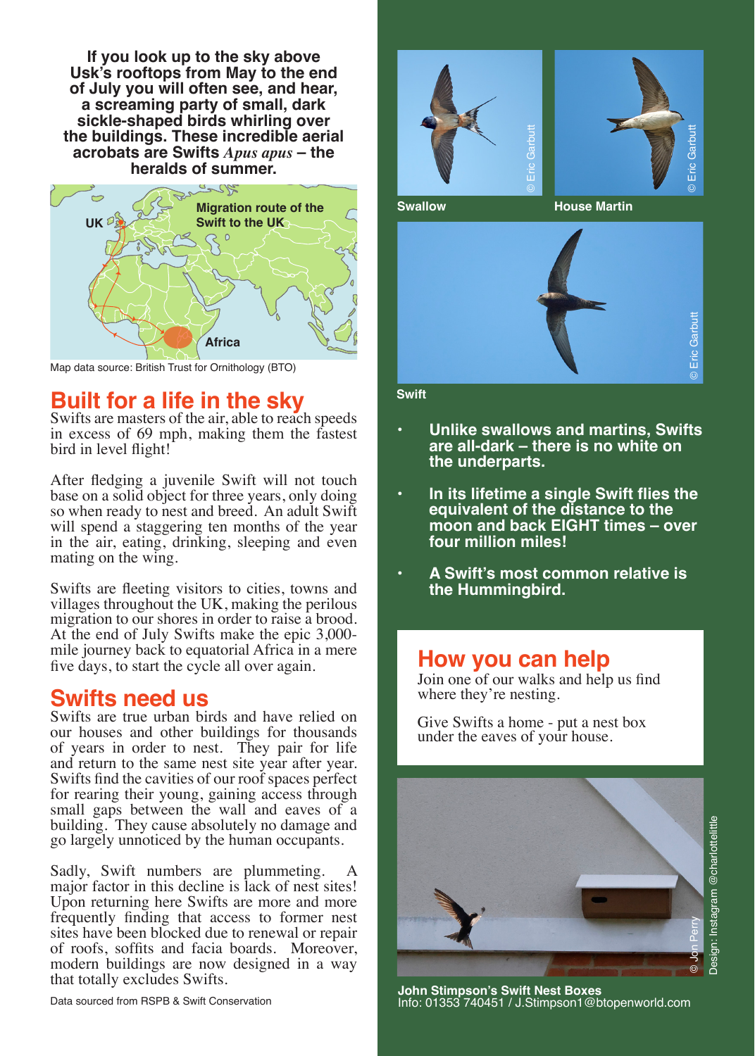**If you look up to the sky above Usk's rooftops from May to the end of July you will often see, and hear, a screaming party of small, dark sickle-shaped birds whirling over the buildings. These incredible aerial acrobats are Swifts *Apus apus* – the heralds of summer.**

Migration route of the Swift to the UK

UK

Africa

Map data source: British Trust for Ornithology (BTO)

## Built for a life in the sky

Swifts are masters of the air, able to reach speeds in excess of 69 mph, making them the fastest bird in level flight!

After fledging a juvenile Swift will not touch base on a solid object for three years, only doing so when ready to nest and breed. An adult Swift will spend a staggering ten months of the year in the air, eating, drinking, sleeping and even mating on the wing.

Swifts are fleeting visitors to cities, towns and villages throughout the UK, making the perilous migration to our shores in order to raise a brood. At the end of July Swifts make the epic 3,000-mile journey back to equatorial Africa in a mere five days, to start the cycle all over again.

## Swifts need us

Swifts are true urban birds and have relied on our houses and other buildings for thousands of years in order to nest. They pair for life and return to the same nest site year after year. Swifts find the cavities of our roof spaces perfect for rearing their young, gaining access through small gaps between the wall and eaves of a building. They cause absolutely no damage and go largely unnoticed by the human occupants.

Sadly, Swift numbers are plummeting. A major factor in this decline is lack of nest sites! Upon returning here Swifts are more and more frequently finding that access to former nest sites have been blocked due to renewal or repair of roofs, soffits and facia boards. Moreover, modern buildings are now designed in a way that totally excludes Swifts.

Data sourced from RSPB & Swift Conservation

© Eric Garbutt

Swallow

© Eric Garbutt

House Martin

© Eric Garbutt

Swift

- **Unlike swallows and martins, Swifts are all-dark – there is no white on the underparts.**
- **In its lifetime a single Swift flies the equivalent of the distance to the moon and back EIGHT times – over four million miles!**
- **A Swift's most common relative is the Hummingbird.**

## How you can help

Join one of our walks and help us find where they're nesting.

Give Swifts a home - put a nest box under the eaves of your house.

© Jon Perry

Design: Instagram @charlottelittle

**John Stimpson's Swift Nest Boxes**
Info: 01353 740451 / J.Stimpson1@btopenworld.com